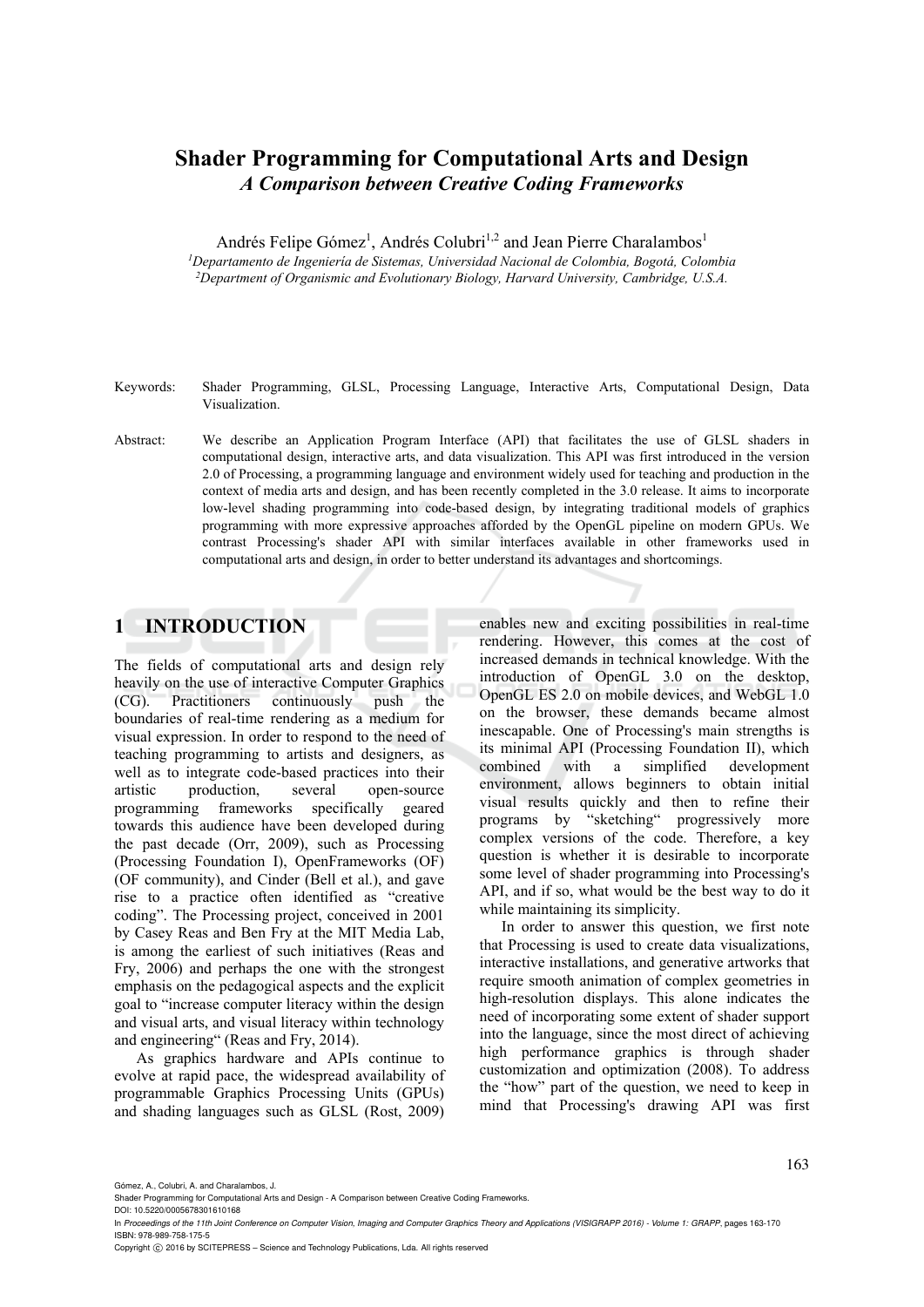# Shader Programming for Computational Arts and Design

## *A Comparison between Creative Coding Frameworks*

Andrés Felipe Gómez[1], Andrés Colubri[1,2] and Jean Pierre Charalambos[1]

[1]*Departamento de Ingeniería de Sistemas, Universidad Nacional de Colombia, Bogotá, Colombia*
[2]*Department of Organismic and Evolutionary Biology, Harvard University, Cambridge, U.S.A.*

Keywords: Shader Programming, GLSL, Processing Language, Interactive Arts, Computational Design, Data Visualization.

Abstract: We describe an Application Program Interface (API) that facilitates the use of GLSL shaders in computational design, interactive arts, and data visualization. This API was first introduced in the version 2.0 of Processing, a programming language and environment widely used for teaching and production in the context of media arts and design, and has been recently completed in the 3.0 release. It aims to incorporate low-level shading programming into code-based design, by integrating traditional models of graphics programming with more expressive approaches afforded by the OpenGL pipeline on modern GPUs. We contrast Processing's shader API with similar interfaces available in other frameworks used in computational arts and design, in order to better understand its advantages and shortcomings.

## 1 INTRODUCTION

The fields of computational arts and design rely heavily on the use of interactive Computer Graphics (CG). Practitioners continuously push the boundaries of real-time rendering as a medium for visual expression. In order to respond to the need of teaching programming to artists and designers, as well as to integrate code-based practices into their artistic production, several open-source programming frameworks specifically geared towards this audience have been developed during the past decade (Orr, 2009), such as Processing (Processing Foundation I), OpenFrameworks (OF) (OF community), and Cinder (Bell et al.), and gave rise to a practice often identified as "creative coding". The Processing project, conceived in 2001 by Casey Reas and Ben Fry at the MIT Media Lab, is among the earliest of such initiatives (Reas and Fry, 2006) and perhaps the one with the strongest emphasis on the pedagogical aspects and the explicit goal to "increase computer literacy within the design and visual arts, and visual literacy within technology and engineering" (Reas and Fry, 2014).

As graphics hardware and APIs continue to evolve at rapid pace, the widespread availability of programmable Graphics Processing Units (GPUs) and shading languages such as GLSL (Rost, 2009) enables new and exciting possibilities in real-time rendering. However, this comes at the cost of increased demands in technical knowledge. With the introduction of OpenGL 3.0 on the desktop, OpenGL ES 2.0 on mobile devices, and WebGL 1.0 on the browser, these demands became almost inescapable. One of Processing's main strengths is its minimal API (Processing Foundation II), which combined with a simplified development environment, allows beginners to obtain initial visual results quickly and then to refine their programs by "sketching" progressively more complex versions of the code. Therefore, a key question is whether it is desirable to incorporate some level of shader programming into Processing's API, and if so, what would be the best way to do it while maintaining its simplicity.

In order to answer this question, we first note that Processing is used to create data visualizations, interactive installations, and generative artworks that require smooth animation of complex geometries in high-resolution displays. This alone indicates the need of incorporating some extent of shader support into the language, since the most direct of achieving high performance graphics is through shader customization and optimization (2008). To address the "how" part of the question, we need to keep in mind that Processing's drawing API was first

Gómez, A., Colubri, A. and Charalambos, J.
Shader Programming for Computational Arts and Design - A Comparison between Creative Coding Frameworks.
DOI: 10.5220/0005678301610168
In *Proceedings of the 11th Joint Conference on Computer Vision, Imaging and Computer Graphics Theory and Applications (VISIGRAPP 2016) - Volume 1: GRAPP*, pages 163-170
ISBN: 978-989-758-175-5
Copyright © 2016 by SCITEPRESS – Science and Technology Publications, Lda. All rights reserved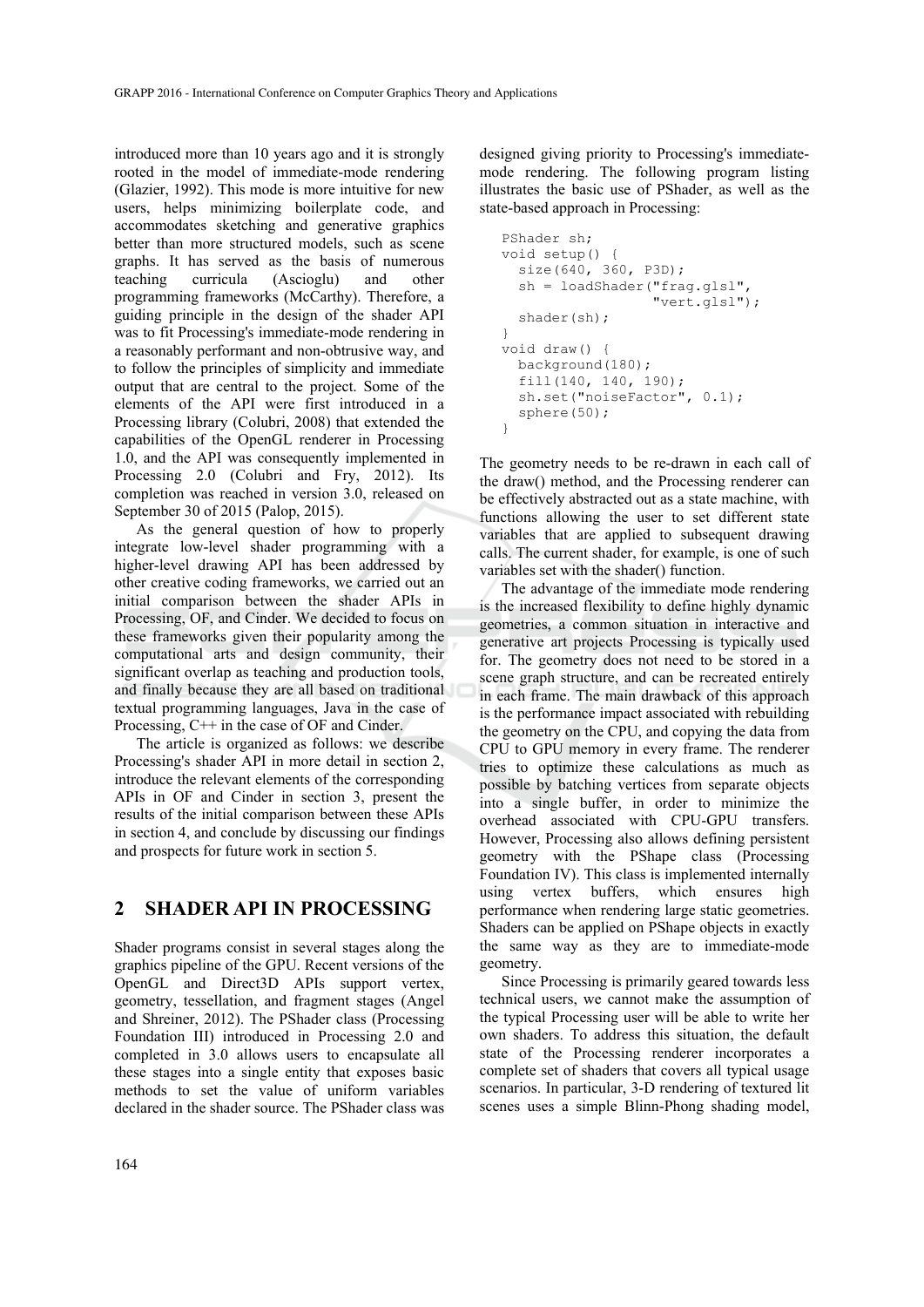introduced more than 10 years ago and it is strongly rooted in the model of immediate-mode rendering (Glazier, 1992). This mode is more intuitive for new users, helps minimizing boilerplate code, and accommodates sketching and generative graphics better than more structured models, such as scene graphs. It has served as the basis of numerous teaching curricula (Ascioglu) and other programming frameworks (McCarthy). Therefore, a guiding principle in the design of the shader API was to fit Processing's immediate-mode rendering in a reasonably performant and non-obtrusive way, and to follow the principles of simplicity and immediate output that are central to the project. Some of the elements of the API were first introduced in a Processing library (Colubri, 2008) that extended the capabilities of the OpenGL renderer in Processing 1.0, and the API was consequently implemented in Processing 2.0 (Colubri and Fry, 2012). Its completion was reached in version 3.0, released on September 30 of 2015 (Palop, 2015).

As the general question of how to properly integrate low-level shader programming with a higher-level drawing API has been addressed by other creative coding frameworks, we carried out an initial comparison between the shader APIs in Processing, OF, and Cinder. We decided to focus on these frameworks given their popularity among the computational arts and design community, their significant overlap as teaching and production tools, and finally because they are all based on traditional textual programming languages, Java in the case of Processing, C++ in the case of OF and Cinder.

The article is organized as follows: we describe Processing's shader API in more detail in section 2, introduce the relevant elements of the corresponding APIs in OF and Cinder in section 3, present the results of the initial comparison between these APIs in section 4, and conclude by discussing our findings and prospects for future work in section 5.

## 2 SHADER API IN PROCESSING

Shader programs consist in several stages along the graphics pipeline of the GPU. Recent versions of the OpenGL and Direct3D APIs support vertex, geometry, tessellation, and fragment stages (Angel and Shreiner, 2012). The PShader class (Processing Foundation III) introduced in Processing 2.0 and completed in 3.0 allows users to encapsulate all these stages into a single entity that exposes basic methods to set the value of uniform variables declared in the shader source. The PShader class was designed giving priority to Processing's immediate-mode rendering. The following program listing illustrates the basic use of PShader, as well as the state-based approach in Processing:

```
PShader sh;
void setup() {
  size(640, 360, P3D);
  sh = loadShader("frag.glsl",
                  "vert.glsl");
  shader(sh);
}
void draw() {
  background(180);
  fill(140, 140, 190);
  sh.set("noiseFactor", 0.1);
  sphere(50);
}
```

The geometry needs to be re-drawn in each call of the draw() method, and the Processing renderer can be effectively abstracted out as a state machine, with functions allowing the user to set different state variables that are applied to subsequent drawing calls. The current shader, for example, is one of such variables set with the shader() function.

The advantage of the immediate mode rendering is the increased flexibility to define highly dynamic geometries, a common situation in interactive and generative art projects Processing is typically used for. The geometry does not need to be stored in a scene graph structure, and can be recreated entirely in each frame. The main drawback of this approach is the performance impact associated with rebuilding the geometry on the CPU, and copying the data from CPU to GPU memory in every frame. The renderer tries to optimize these calculations as much as possible by batching vertices from separate objects into a single buffer, in order to minimize the overhead associated with CPU-GPU transfers. However, Processing also allows defining persistent geometry with the PShape class (Processing Foundation IV). This class is implemented internally using vertex buffers, which ensures high performance when rendering large static geometries. Shaders can be applied on PShape objects in exactly the same way as they are to immediate-mode geometry.

Since Processing is primarily geared towards less technical users, we cannot make the assumption of the typical Processing user will be able to write her own shaders. To address this situation, the default state of the Processing renderer incorporates a complete set of shaders that covers all typical usage scenarios. In particular, 3-D rendering of textured lit scenes uses a simple Blinn-Phong shading model,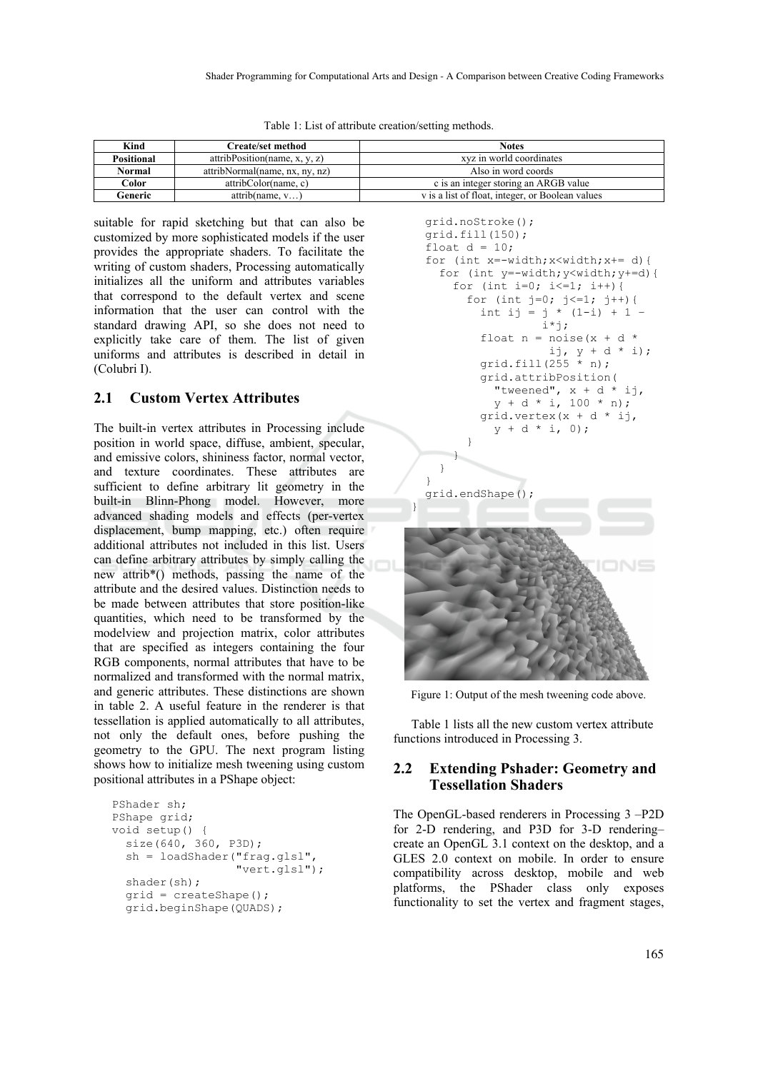Table 1: List of attribute creation/setting methods.

| Kind | Create/set method | Notes |
|---|---|---|
| Positional | attribPosition(name, x, y, z) | xyz in world coordinates |
| Normal | attribNormal(name, nx, ny, nz) | Also in word coords |
| Color | attribColor(name, c) | c is an integer storing an ARGB value |
| Generic | attrib(name, v…) | v is a list of float, integer, or Boolean values |

suitable for rapid sketching but that can also be customized by more sophisticated models if the user provides the appropriate shaders. To facilitate the writing of custom shaders, Processing automatically initializes all the uniform and attributes variables that correspond to the default vertex and scene information that the user can control with the standard drawing API, so she does not need to explicitly take care of them. The list of given uniforms and attributes is described in detail in (Colubri I).

## 2.1 Custom Vertex Attributes

The built-in vertex attributes in Processing include position in world space, diffuse, ambient, specular, and emissive colors, shininess factor, normal vector, and texture coordinates. These attributes are sufficient to define arbitrary lit geometry in the built-in Blinn-Phong model. However, more advanced shading models and effects (per-vertex displacement, bump mapping, etc.) often require additional attributes not included in this list. Users can define arbitrary attributes by simply calling the new attrib*() methods, passing the name of the attribute and the desired values. Distinction needs to be made between attributes that store position-like quantities, which need to be transformed by the modelview and projection matrix, color attributes that are specified as integers containing the four RGB components, normal attributes that have to be normalized and transformed with the normal matrix, and generic attributes. These distinctions are shown in table 2. A useful feature in the renderer is that tessellation is applied automatically to all attributes, not only the default ones, before pushing the geometry to the GPU. The next program listing shows how to initialize mesh tweening using custom positional attributes in a PShape object:

```
PShader sh;
PShape grid;
void setup() {
  size(640, 360, P3D);
  sh = loadShader("frag.glsl",
                  "vert.glsl");
  shader(sh);
  grid = createShape();
  grid.beginShape(QUADS);
  grid.noStroke();
  grid.fill(150);
  float d = 10;
  for (int x=-width;x<width;x+= d){
    for (int y=-width;y<width;y+=d){
      for (int i=0; i<=1; i++){
        for (int j=0; j<=1; j++){
          int ij = j * (1-i) + 1 -
                   i*j;
          float n = noise(x + d *
                    ij, y + d * i);
          grid.fill(255 * n);
          grid.attribPosition(
            "tweened", x + d * ij,
            y + d * i, 100 * n);
          grid.vertex(x + d * ij,
            y + d * i, 0);
        }
      }
    }
  }
  grid.endShape();
}
```

Figure 1: Output of the mesh tweening code above.

Table 1 lists all the new custom vertex attribute functions introduced in Processing 3.

## 2.2 Extending Pshader: Geometry and Tessellation Shaders

The OpenGL-based renderers in Processing 3 –P2D for 2-D rendering, and P3D for 3-D rendering– create an OpenGL 3.1 context on the desktop, and a GLES 2.0 context on mobile. In order to ensure compatibility across desktop, mobile and web platforms, the PShader class only exposes functionality to set the vertex and fragment stages,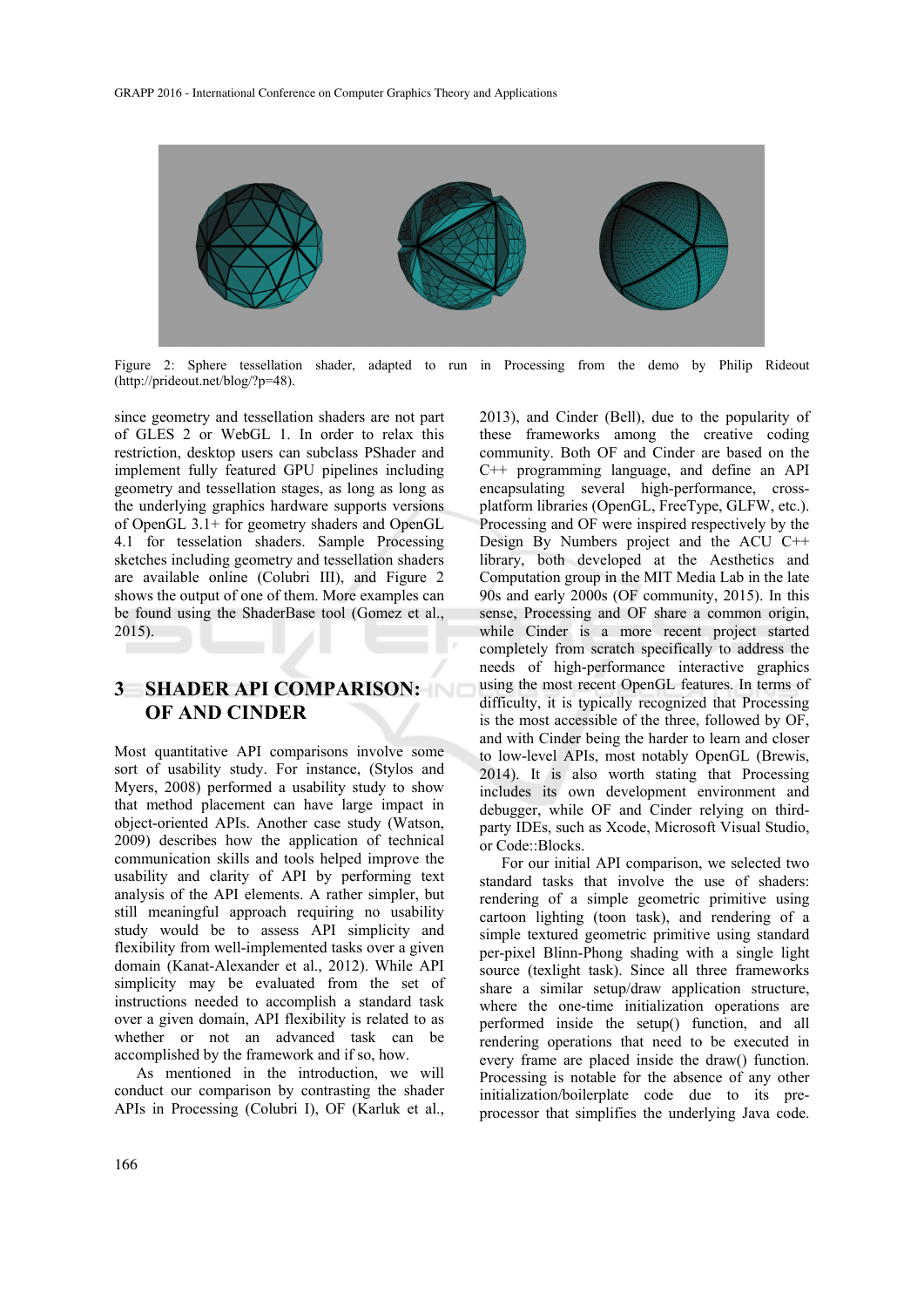Figure 2: Sphere tessellation shader, adapted to run in Processing from the demo by Philip Rideout (http://prideout.net/blog/?p=48).

since geometry and tessellation shaders are not part of GLES 2 or WebGL 1. In order to relax this restriction, desktop users can subclass PShader and implement fully featured GPU pipelines including geometry and tessellation stages, as long as long as the underlying graphics hardware supports versions of OpenGL 3.1+ for geometry shaders and OpenGL 4.1 for tesselation shaders. Sample Processing sketches including geometry and tessellation shaders are available online (Colubri III), and Figure 2 shows the output of one of them. More examples can be found using the ShaderBase tool (Gomez et al., 2015).

## 3 SHADER API COMPARISON: OF AND CINDER

Most quantitative API comparisons involve some sort of usability study. For instance, (Stylos and Myers, 2008) performed a usability study to show that method placement can have large impact in object-oriented APIs. Another case study (Watson, 2009) describes how the application of technical communication skills and tools helped improve the usability and clarity of API by performing text analysis of the API elements. A rather simpler, but still meaningful approach requiring no usability study would be to assess API simplicity and flexibility from well-implemented tasks over a given domain (Kanat-Alexander et al., 2012). While API simplicity may be evaluated from the set of instructions needed to accomplish a standard task over a given domain, API flexibility is related to as whether or not an advanced task can be accomplished by the framework and if so, how.

As mentioned in the introduction, we will conduct our comparison by contrasting the shader APIs in Processing (Colubri I), OF (Karluk et al., 2013), and Cinder (Bell), due to the popularity of these frameworks among the creative coding community. Both OF and Cinder are based on the C++ programming language, and define an API encapsulating several high-performance, cross-platform libraries (OpenGL, FreeType, GLFW, etc.). Processing and OF were inspired respectively by the Design By Numbers project and the ACU C++ library, both developed at the Aesthetics and Computation group in the MIT Media Lab in the late 90s and early 2000s (OF community, 2015). In this sense, Processing and OF share a common origin, while Cinder is a more recent project started completely from scratch specifically to address the needs of high-performance interactive graphics using the most recent OpenGL features. In terms of difficulty, it is typically recognized that Processing is the most accessible of the three, followed by OF, and with Cinder being the harder to learn and closer to low-level APIs, most notably OpenGL (Brewis, 2014). It is also worth stating that Processing includes its own development environment and debugger, while OF and Cinder relying on third-party IDEs, such as Xcode, Microsoft Visual Studio, or Code::Blocks.

For our initial API comparison, we selected two standard tasks that involve the use of shaders: rendering of a simple geometric primitive using cartoon lighting (toon task), and rendering of a simple textured geometric primitive using standard per-pixel Blinn-Phong shading with a single light source (texlight task). Since all three frameworks share a similar setup/draw application structure, where the one-time initialization operations are performed inside the setup() function, and all rendering operations that need to be executed in every frame are placed inside the draw() function. Processing is notable for the absence of any other initialization/boilerplate code due to its pre-processor that simplifies the underlying Java code.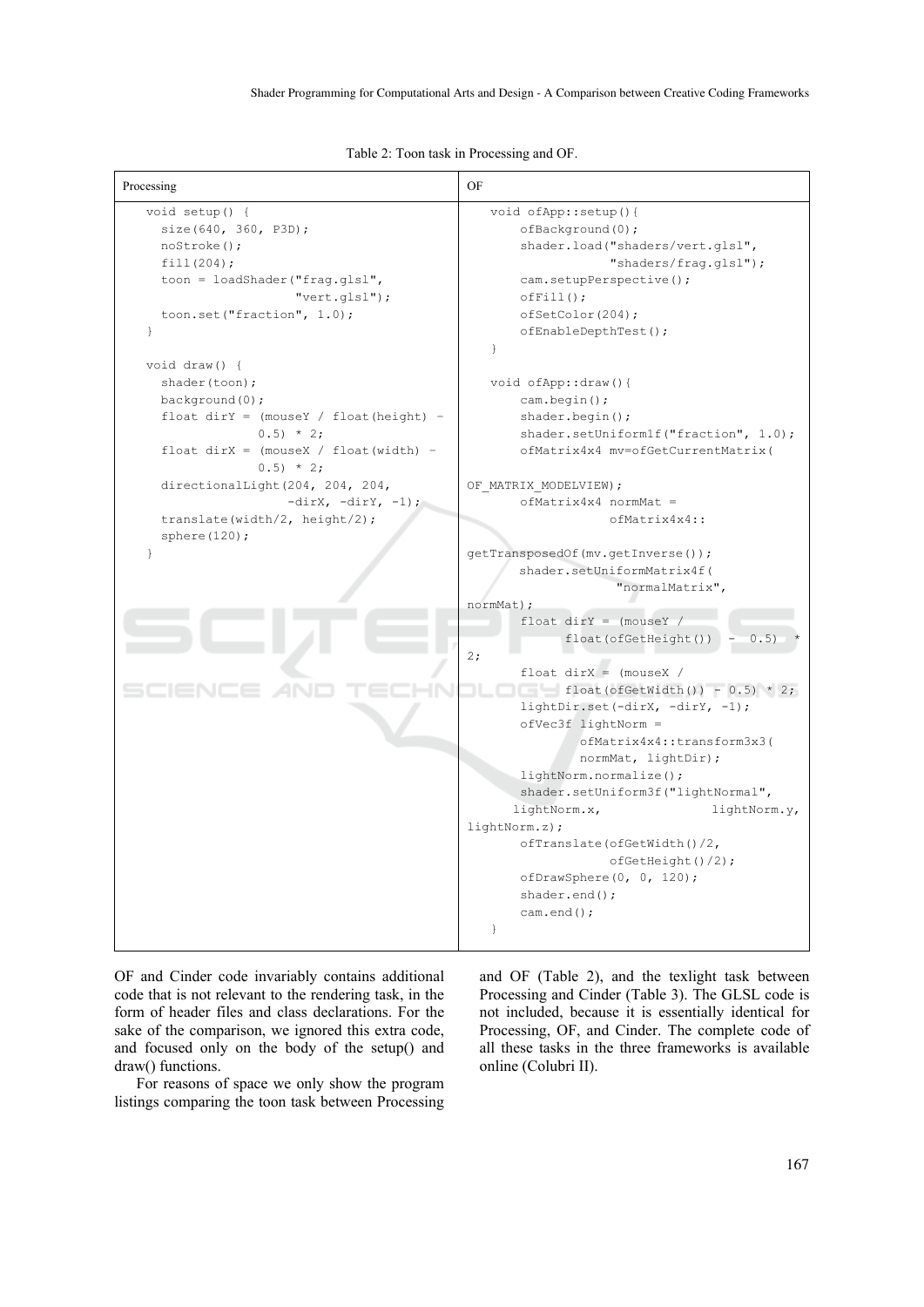Table 2: Toon task in Processing and OF.

| Processing | OF |
|---|---|
| <pre>void setup() {<br>  size(640, 360, P3D);<br>  noStroke();<br>  fill(204);<br>  toon = loadShader("frag.glsl",<br>                    "vert.glsl");<br>  toon.set("fraction", 1.0);<br>}<br><br>void draw() {<br>  shader(toon);<br>  background(0);<br>  float dirY = (mouseY / float(height) -<br>               0.5) * 2;<br>  float dirX = (mouseX / float(width) -<br>               0.5) * 2;<br>  directionalLight(204, 204, 204,<br>                   -dirX, -dirY, -1);<br>  translate(width/2, height/2);<br>  sphere(120);<br>}</pre> | <pre>void ofApp::setup(){<br>    ofBackground(0);<br>    shader.load("shaders/vert.glsl",<br>                "shaders/frag.glsl");<br>    cam.setupPerspective();<br>    ofFill();<br>    ofSetColor(204);<br>    ofEnableDepthTest();<br>}<br><br>void ofApp::draw(){<br>    cam.begin();<br>    shader.begin();<br>    shader.setUniform1f("fraction", 1.0);<br>    ofMatrix4x4 mv=ofGetCurrentMatrix(<br>OF_MATRIX_MODELVIEW);<br>    ofMatrix4x4 normMat =<br>                ofMatrix4x4::<br>getTransposedOf(mv.getInverse());<br>    shader.setUniformMatrix4f(<br>                "normalMatrix",<br>normMat);<br>    float dirY = (mouseY /<br>          float(ofGetHeight()) - 0.5) *<br>2;<br>    float dirX = (mouseX /<br>          float(ofGetWidth()) - 0.5) * 2;<br>    lightDir.set(-dirX, -dirY, -1);<br>    ofVec3f lightNorm =<br>            ofMatrix4x4::transform3x3(<br>            normMat, lightDir);<br>    lightNorm.normalize();<br>    shader.setUniform3f("lightNormal",<br>    lightNorm.x,          lightNorm.y,<br>lightNorm.z);<br>    ofTranslate(ofGetWidth()/2,<br>                ofGetHeight()/2);<br>    ofDrawSphere(0, 0, 120);<br>    shader.end();<br>    cam.end();<br>}</pre> |

OF and Cinder code invariably contains additional code that is not relevant to the rendering task, in the form of header files and class declarations. For the sake of the comparison, we ignored this extra code, and focused only on the body of the setup() and draw() functions.

For reasons of space we only show the program listings comparing the toon task between Processing and OF (Table 2), and the texlight task between Processing and Cinder (Table 3). The GLSL code is not included, because it is essentially identical for Processing, OF, and Cinder. The complete code of all these tasks in the three frameworks is available online (Colubri II).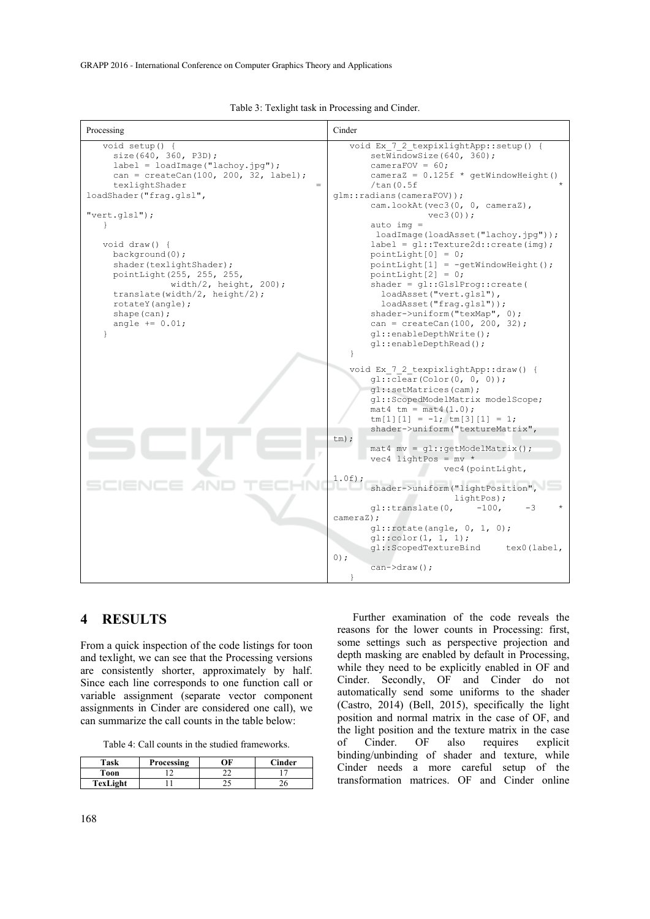Table 3: Texlight task in Processing and Cinder.

| Processing | Cinder |
|---|---|
| <pre>void setup() {<br>  size(640, 360, P3D);<br>  label = loadImage("lachoy.jpg");<br>  can = createCan(100, 200, 32, label);<br>  texlightShader = loadShader("frag.glsl", "vert.glsl");<br>}<br><br>void draw() {<br>  background(0);<br>  shader(texlightShader);<br>  pointLight(255, 255, 255,<br>             width/2, height, 200);<br>  translate(width/2, height/2);<br>  rotateY(angle);<br>  shape(can);<br>  angle += 0.01;<br>}</pre> | <pre>void Ex_7_2_texpixlightApp::setup() {<br>    setWindowSize(640, 360);<br>    cameraFOV = 60;<br>    cameraZ = 0.125f * getWindowHeight() /tan(0.5f * glm::radians(cameraFOV));<br>    cam.lookAt(vec3(0, 0, cameraZ),<br>               vec3(0));<br>    auto img =<br>     loadImage(loadAsset("lachoy.jpg"));<br>    label = gl::Texture2d::create(img);<br>    pointLight[0] = 0;<br>    pointLight[1] = -getWindowHeight();<br>    pointLight[2] = 0;<br>    shader = gl::GlslProg::create(<br>      loadAsset("vert.glsl"),<br>      loadAsset("frag.glsl"));<br>    shader->uniform("texMap", 0);<br>    can = createCan(100, 200, 32);<br>    gl::enableDepthWrite();<br>    gl::enableDepthRead();<br>}<br><br>void Ex_7_2_texpixlightApp::draw() {<br>    gl::clear(Color(0, 0, 0));<br>    gl::setMatrices(cam);<br>    gl::ScopedModelMatrix modelScope;<br>    mat4 tm = mat4(1.0);<br>    tm[1][1] = -1; tm[3][1] = 1;<br>    shader->uniform("textureMatrix", tm);<br>    mat4 mv = gl::getModelMatrix();<br>    vec4 lightPos = mv *<br>                    vec4(pointLight, 1.0f);<br>    shader->uniform("lightPosition",<br>                    lightPos);<br>    gl::translate(0, -100, -3 * cameraZ);<br>    gl::rotate(angle, 0, 1, 0);<br>    gl::color(1, 1, 1);<br>    gl::ScopedTextureBind tex0(label, 0);<br>    can->draw();<br>}</pre> |

## 4 RESULTS

From a quick inspection of the code listings for toon and texlight, we can see that the Processing versions are consistently shorter, approximately by half. Since each line corresponds to one function call or variable assignment (separate vector component assignments in Cinder are considered one call), we can summarize the call counts in the table below:

Table 4: Call counts in the studied frameworks.

| Task | Processing | OF | Cinder |
|---|---|---|---|
| Toon | 12 | 22 | 17 |
| TexLight | 11 | 25 | 26 |

Further examination of the code reveals the reasons for the lower counts in Processing: first, some settings such as perspective projection and depth masking are enabled by default in Processing, while they need to be explicitly enabled in OF and Cinder. Secondly, OF and Cinder do not automatically send some uniforms to the shader (Castro, 2014) (Bell, 2015), specifically the light position and normal matrix in the case of OF, and the light position and the texture matrix in the case of Cinder. OF also requires explicit binding/unbinding of shader and texture, while Cinder needs a more careful setup of the transformation matrices. OF and Cinder online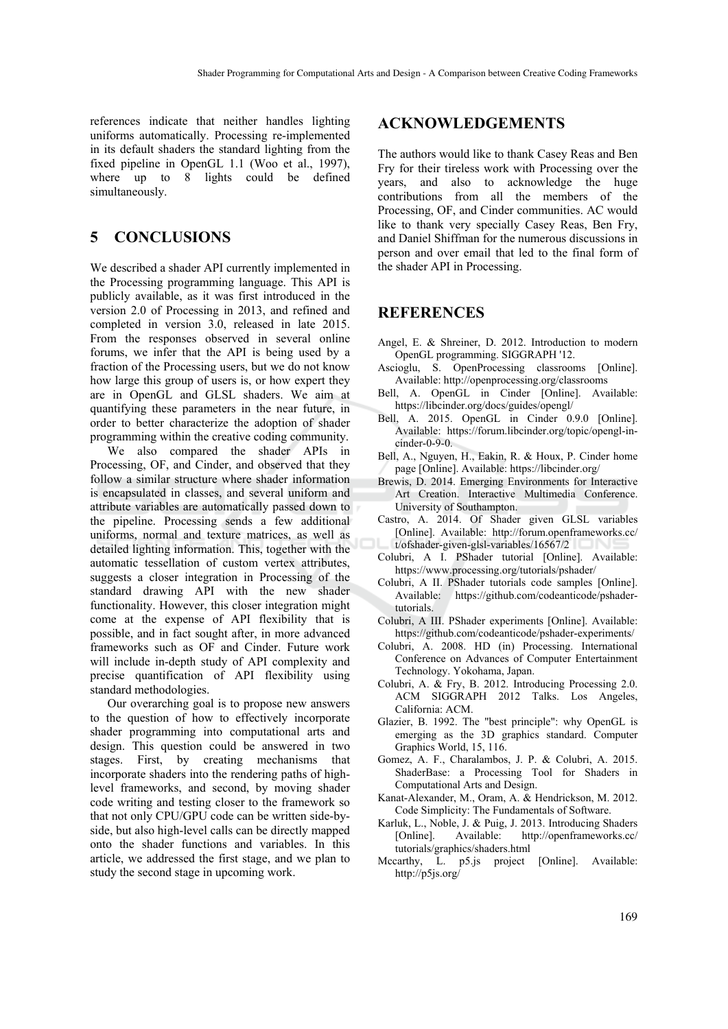references indicate that neither handles lighting uniforms automatically. Processing re-implemented in its default shaders the standard lighting from the fixed pipeline in OpenGL 1.1 (Woo et al., 1997), where up to 8 lights could be defined simultaneously.

## 5 CONCLUSIONS

We described a shader API currently implemented in the Processing programming language. This API is publicly available, as it was first introduced in the version 2.0 of Processing in 2013, and refined and completed in version 3.0, released in late 2015. From the responses observed in several online forums, we infer that the API is being used by a fraction of the Processing users, but we do not know how large this group of users is, or how expert they are in OpenGL and GLSL shaders. We aim at quantifying these parameters in the near future, in order to better characterize the adoption of shader programming within the creative coding community.

We also compared the shader APIs in Processing, OF, and Cinder, and observed that they follow a similar structure where shader information is encapsulated in classes, and several uniform and attribute variables are automatically passed down to the pipeline. Processing sends a few additional uniforms, normal and texture matrices, as well as detailed lighting information. This, together with the automatic tessellation of custom vertex attributes, suggests a closer integration in Processing of the standard drawing API with the new shader functionality. However, this closer integration might come at the expense of API flexibility that is possible, and in fact sought after, in more advanced frameworks such as OF and Cinder. Future work will include in-depth study of API complexity and precise quantification of API flexibility using standard methodologies.

Our overarching goal is to propose new answers to the question of how to effectively incorporate shader programming into computational arts and design. This question could be answered in two stages. First, by creating mechanisms that incorporate shaders into the rendering paths of high-level frameworks, and second, by moving shader code writing and testing closer to the framework so that not only CPU/GPU code can be written side-by-side, but also high-level calls can be directly mapped onto the shader functions and variables. In this article, we addressed the first stage, and we plan to study the second stage in upcoming work.

## ACKNOWLEDGEMENTS

The authors would like to thank Casey Reas and Ben Fry for their tireless work with Processing over the years, and also to acknowledge the huge contributions from all the members of the Processing, OF, and Cinder communities. AC would like to thank very specially Casey Reas, Ben Fry, and Daniel Shiffman for the numerous discussions in person and over email that led to the final form of the shader API in Processing.

## REFERENCES

Angel, E. & Shreiner, D. 2012. Introduction to modern OpenGL programming. SIGGRAPH '12.

Ascioglu, S. OpenProcessing classrooms [Online]. Available: http://openprocessing.org/classrooms

Bell, A. OpenGL in Cinder [Online]. Available: https://libcinder.org/docs/guides/opengl/

Bell, A. 2015. OpenGL in Cinder 0.9.0 [Online]. Available: https://forum.libcinder.org/topic/opengl-in-cinder-0-9-0.

Bell, A., Nguyen, H., Eakin, R. & Houx, P. Cinder home page [Online]. Available: https://libcinder.org/

Brewis, D. 2014. Emerging Environments for Interactive Art Creation. Interactive Multimedia Conference. University of Southampton.

Castro, A. 2014. Of Shader given GLSL variables [Online]. Available: http://forum.openframeworks.cc/t/ofshader-given-glsl-variables/16567/2

Colubri, A I. PShader tutorial [Online]. Available: https://www.processing.org/tutorials/pshader/

Colubri, A II. PShader tutorials code samples [Online]. Available: https://github.com/codeanticode/pshader-tutorials.

Colubri, A III. PShader experiments [Online]. Available: https://github.com/codeanticode/pshader-experiments/

Colubri, A. 2008. HD (in) Processing. International Conference on Advances of Computer Entertainment Technology. Yokohama, Japan.

Colubri, A. & Fry, B. 2012. Introducing Processing 2.0. ACM SIGGRAPH 2012 Talks. Los Angeles, California: ACM.

Glazier, B. 1992. The "best principle": why OpenGL is emerging as the 3D graphics standard. Computer Graphics World, 15, 116.

Gomez, A. F., Charalambos, J. P. & Colubri, A. 2015. ShaderBase: a Processing Tool for Shaders in Computational Arts and Design.

Kanat-Alexander, M., Oram, A. & Hendrickson, M. 2012. Code Simplicity: The Fundamentals of Software.

Karluk, L., Noble, J. & Puig, J. 2013. Introducing Shaders [Online]. Available: http://openframeworks.cc/tutorials/graphics/shaders.html

Mccarthy, L. p5.js project [Online]. Available: http://p5js.org/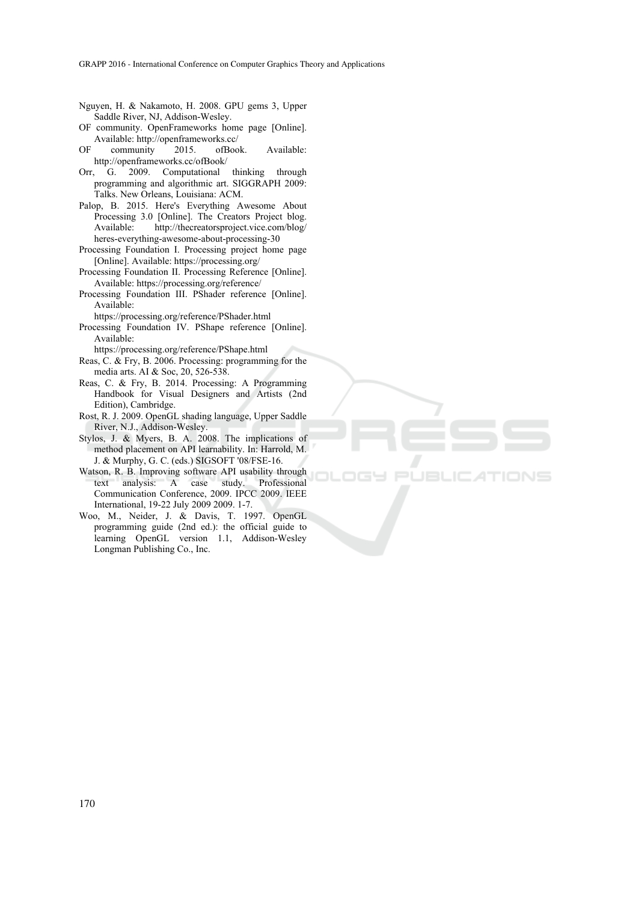Nguyen, H. & Nakamoto, H. 2008. GPU gems 3, Upper Saddle River, NJ, Addison-Wesley.

OF community. OpenFrameworks home page [Online]. Available: http://openframeworks.cc/

OF community 2015. ofBook. Available: http://openframeworks.cc/ofBook/

Orr, G. 2009. Computational thinking through programming and algorithmic art. SIGGRAPH 2009: Talks. New Orleans, Louisiana: ACM.

Palop, B. 2015. Here's Everything Awesome About Processing 3.0 [Online]. The Creators Project blog. Available: http://thecreatorsproject.vice.com/blog/heres-everything-awesome-about-processing-30

Processing Foundation I. Processing project home page [Online]. Available: https://processing.org/

Processing Foundation II. Processing Reference [Online]. Available: https://processing.org/reference/

Processing Foundation III. PShader reference [Online]. Available: https://processing.org/reference/PShader.html

Processing Foundation IV. PShape reference [Online]. Available: https://processing.org/reference/PShape.html

Reas, C. & Fry, B. 2006. Processing: programming for the media arts. AI & Soc, 20, 526-538.

Reas, C. & Fry, B. 2014. Processing: A Programming Handbook for Visual Designers and Artists (2nd Edition), Cambridge.

Rost, R. J. 2009. OpenGL shading language, Upper Saddle River, N.J., Addison-Wesley.

Stylos, J. & Myers, B. A. 2008. The implications of method placement on API learnability. In: Harrold, M. J. & Murphy, G. C. (eds.) SIGSOFT '08/FSE-16.

Watson, R. B. Improving software API usability through text analysis: A case study. Professional Communication Conference, 2009. IPCC 2009. IEEE International, 19-22 July 2009 2009. 1-7.

Woo, M., Neider, J. & Davis, T. 1997. OpenGL programming guide (2nd ed.): the official guide to learning OpenGL version 1.1, Addison-Wesley Longman Publishing Co., Inc.